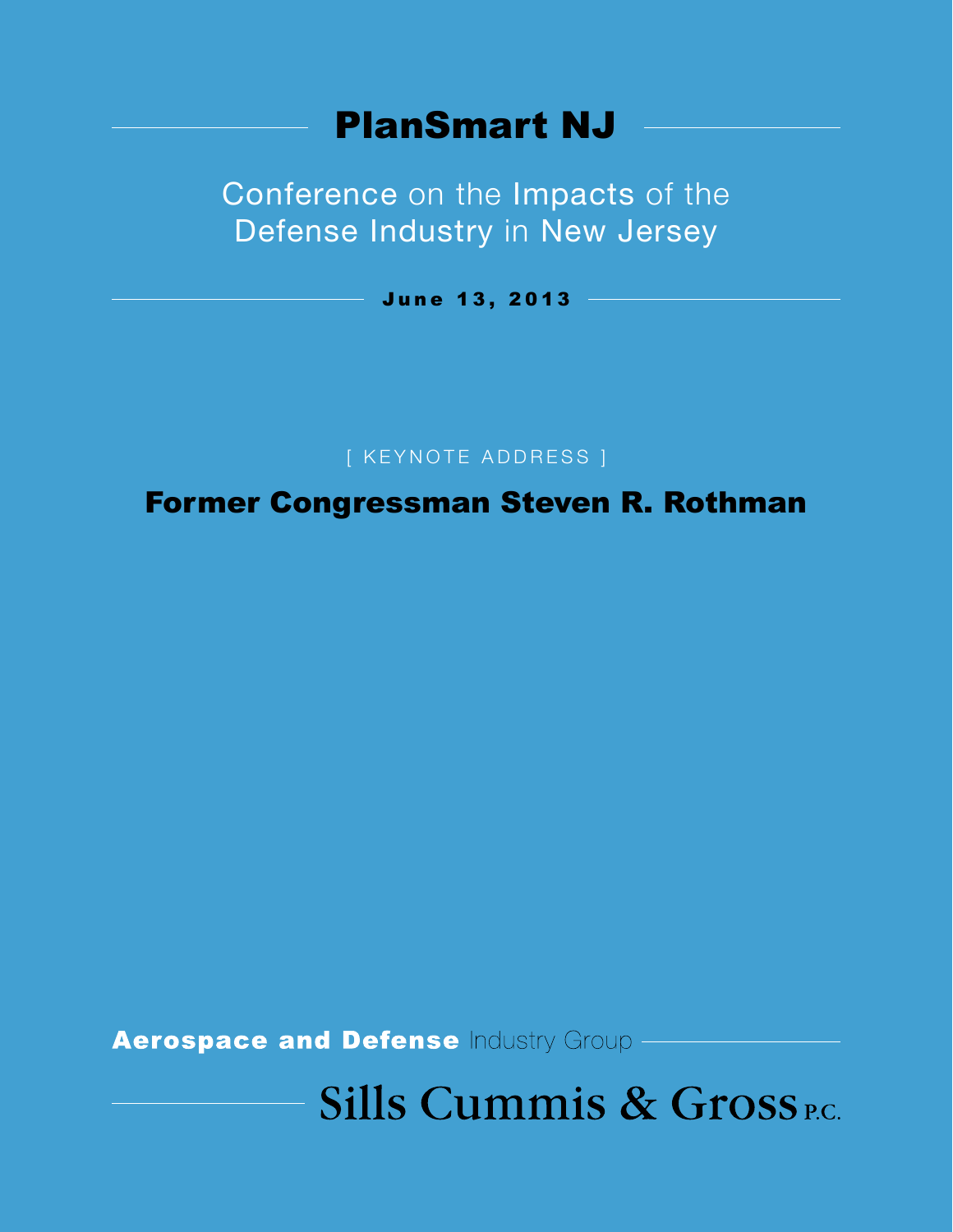# PlanSmart NJ

## Conference on the Impacts of the Defense Industry in New Jersey

**June 13, 2013**

[ KEYNOTE ADDRESS ]

## Former Congressman Steven R. Rothman

**Aerospace and Defense** Industry Group

Sills Cummis & Gross P.C.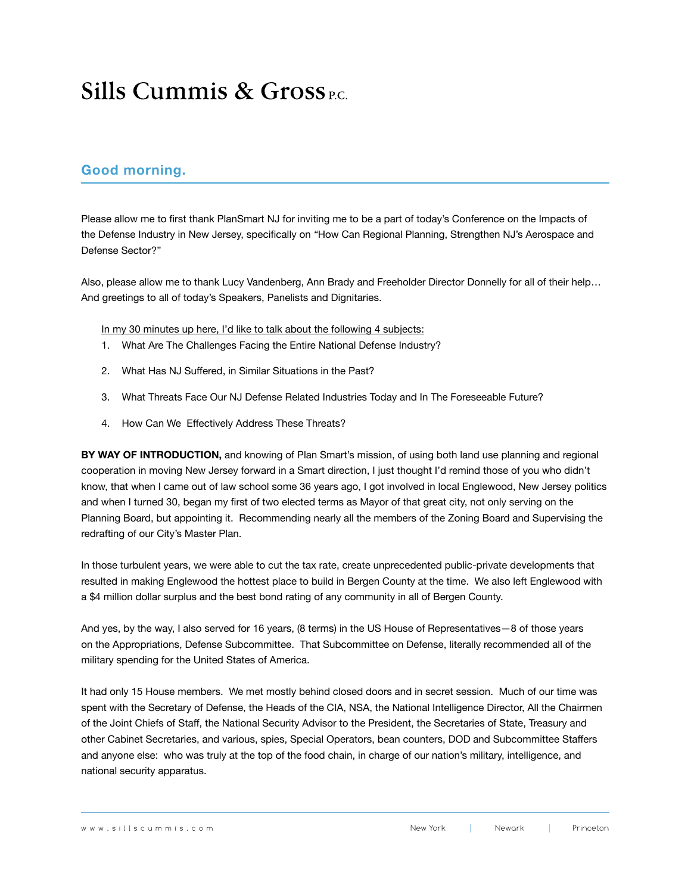# Sills Cummis & Gross P.C.

## Good morning.

Please allow me to first thank PlanSmart NJ for inviting me to be a part of today's Conference on the Impacts of the Defense Industry in New Jersey, specifically on "How Can Regional Planning, Strengthen NJ's Aerospace and Defense Sector?"

Also, please allow me to thank Lucy Vandenberg, Ann Brady and Freeholder Director Donnelly for all of their help… And greetings to all of today's Speakers, Panelists and Dignitaries.

In my 30 minutes up here, I'd like to talk about the following 4 subjects:

1. What Are The Challenges Facing the Entire National Defense Industry?
2. What Has NJ Suffered, in Similar Situations in the Past?
3. What Threats Face Our NJ Defense Related Industries Today and In The Foreseeable Future?
4. How Can We Effectively Address These Threats?

**BY WAY OF INTRODUCTION,** and knowing of Plan Smart's mission, of using both land use planning and regional cooperation in moving New Jersey forward in a Smart direction, I just thought I'd remind those of you who didn't know, that when I came out of law school some 36 years ago, I got involved in local Englewood, New Jersey politics and when I turned 30, began my first of two elected terms as Mayor of that great city, not only serving on the Planning Board, but appointing it. Recommending nearly all the members of the Zoning Board and Supervising the redrafting of our City's Master Plan.

In those turbulent years, we were able to cut the tax rate, create unprecedented public-private developments that resulted in making Englewood the hottest place to build in Bergen County at the time. We also left Englewood with a $4 million dollar surplus and the best bond rating of any community in all of Bergen County.

And yes, by the way, I also served for 16 years, (8 terms) in the US House of Representatives—8 of those years on the Appropriations, Defense Subcommittee. That Subcommittee on Defense, literally recommended all of the military spending for the United States of America.

It had only 15 House members. We met mostly behind closed doors and in secret session. Much of our time was spent with the Secretary of Defense, the Heads of the CIA, NSA, the National Intelligence Director, All the Chairmen of the Joint Chiefs of Staff, the National Security Advisor to the President, the Secretaries of State, Treasury and other Cabinet Secretaries, and various, spies, Special Operators, bean counters, DOD and Subcommittee Staffers and anyone else: who was truly at the top of the food chain, in charge of our nation's military, intelligence, and national security apparatus.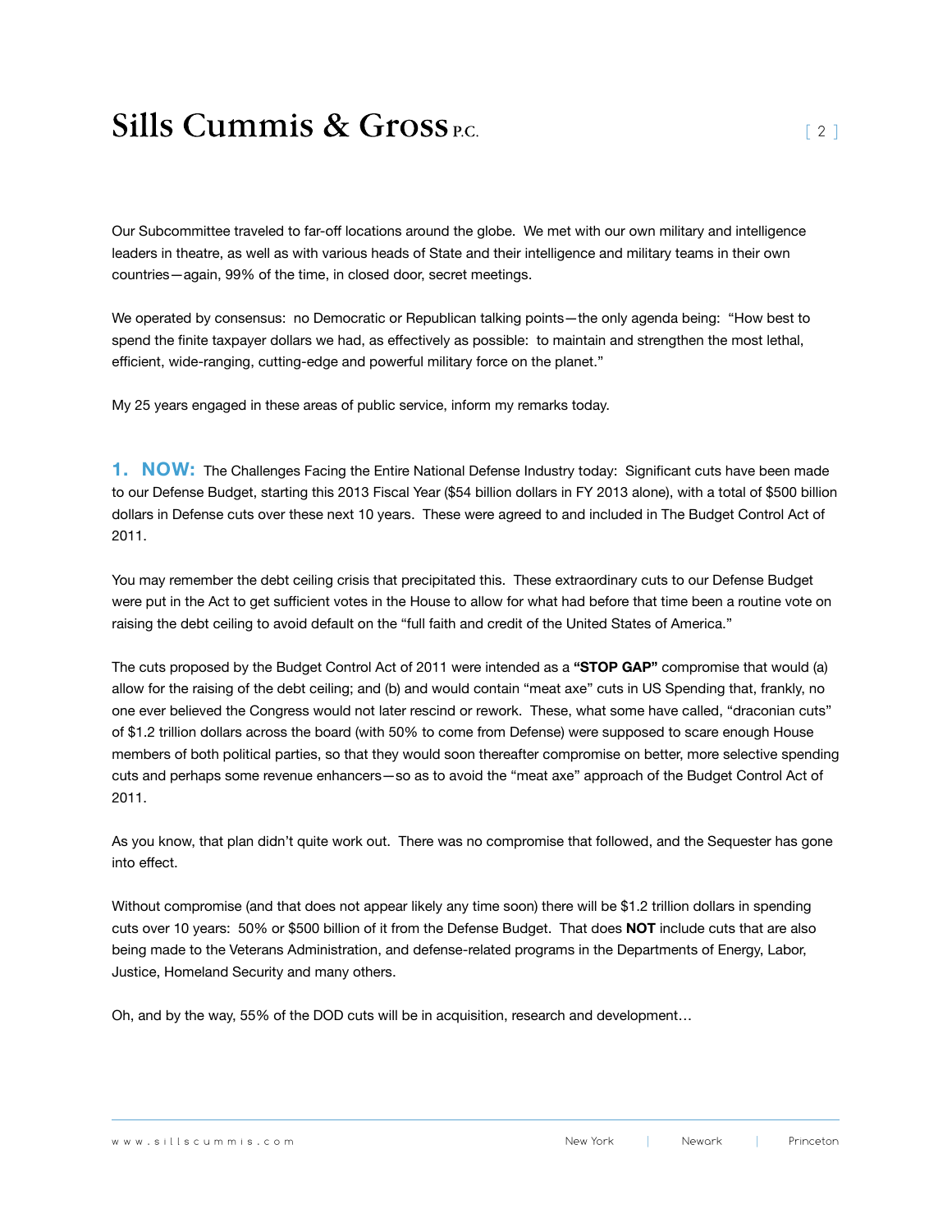Our Subcommittee traveled to far-off locations around the globe. We met with our own military and intelligence leaders in theatre, as well as with various heads of State and their intelligence and military teams in their own countries—again, 99% of the time, in closed door, secret meetings.

We operated by consensus: no Democratic or Republican talking points—the only agenda being: "How best to spend the finite taxpayer dollars we had, as effectively as possible: to maintain and strengthen the most lethal, efficient, wide-ranging, cutting-edge and powerful military force on the planet."

My 25 years engaged in these areas of public service, inform my remarks today.

**1. NOW:** The Challenges Facing the Entire National Defense Industry today: Significant cuts have been made to our Defense Budget, starting this 2013 Fiscal Year ($54 billion dollars in FY 2013 alone), with a total of $500 billion dollars in Defense cuts over these next 10 years. These were agreed to and included in The Budget Control Act of 2011.

You may remember the debt ceiling crisis that precipitated this. These extraordinary cuts to our Defense Budget were put in the Act to get sufficient votes in the House to allow for what had before that time been a routine vote on raising the debt ceiling to avoid default on the "full faith and credit of the United States of America."

The cuts proposed by the Budget Control Act of 2011 were intended as a **"STOP GAP"** compromise that would (a) allow for the raising of the debt ceiling; and (b) and would contain "meat axe" cuts in US Spending that, frankly, no one ever believed the Congress would not later rescind or rework. These, what some have called, "draconian cuts" of $1.2 trillion dollars across the board (with 50% to come from Defense) were supposed to scare enough House members of both political parties, so that they would soon thereafter compromise on better, more selective spending cuts and perhaps some revenue enhancers—so as to avoid the "meat axe" approach of the Budget Control Act of 2011.

As you know, that plan didn't quite work out. There was no compromise that followed, and the Sequester has gone into effect.

Without compromise (and that does not appear likely any time soon) there will be $1.2 trillion dollars in spending cuts over 10 years: 50% or $500 billion of it from the Defense Budget. That does **NOT** include cuts that are also being made to the Veterans Administration, and defense-related programs in the Departments of Energy, Labor, Justice, Homeland Security and many others.

Oh, and by the way, 55% of the DOD cuts will be in acquisition, research and development…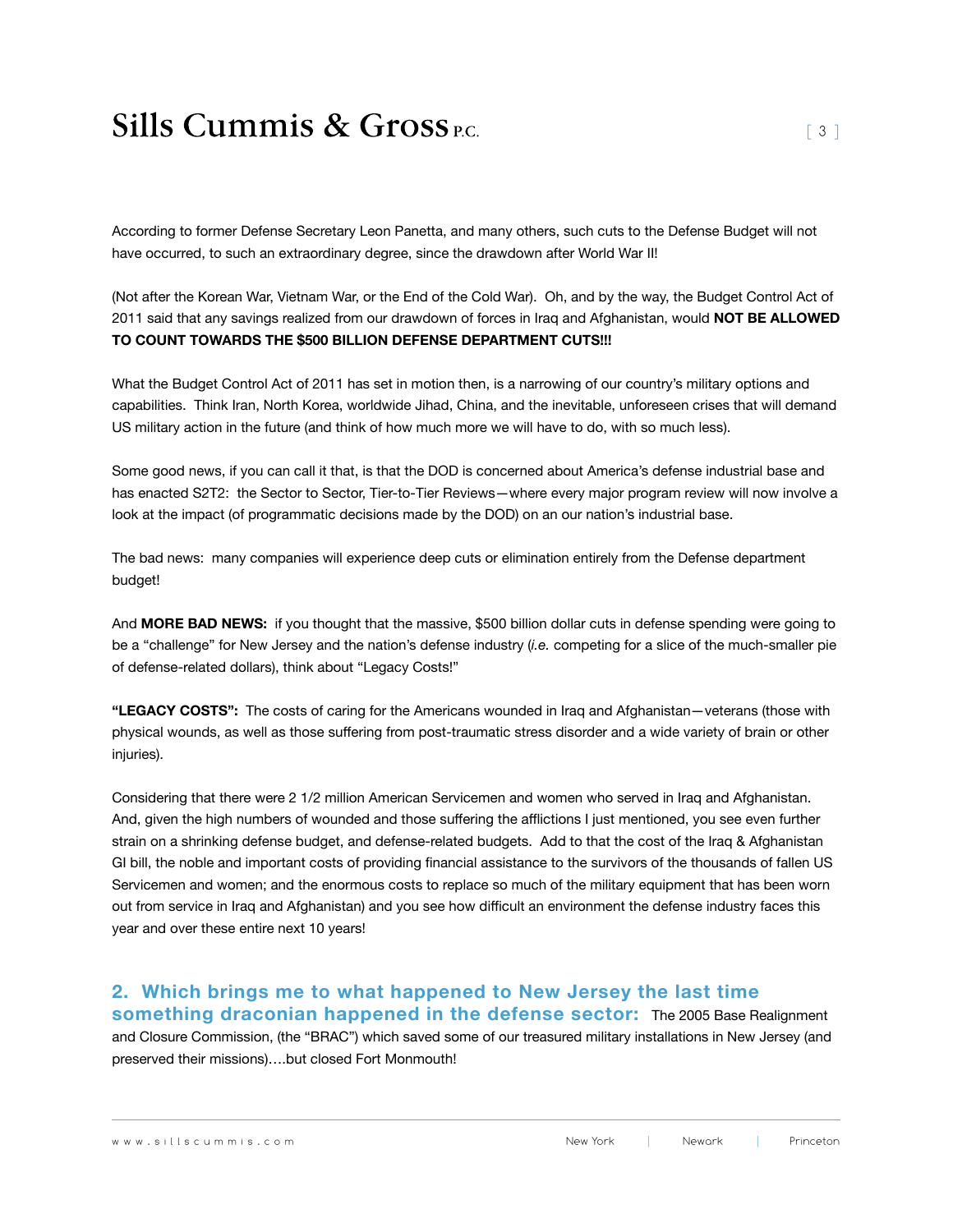According to former Defense Secretary Leon Panetta, and many others, such cuts to the Defense Budget will not have occurred, to such an extraordinary degree, since the drawdown after World War II!

(Not after the Korean War, Vietnam War, or the End of the Cold War). Oh, and by the way, the Budget Control Act of 2011 said that any savings realized from our drawdown of forces in Iraq and Afghanistan, would **NOT BE ALLOWED TO COUNT TOWARDS THE $500 BILLION DEFENSE DEPARTMENT CUTS!!!**

What the Budget Control Act of 2011 has set in motion then, is a narrowing of our country's military options and capabilities. Think Iran, North Korea, worldwide Jihad, China, and the inevitable, unforeseen crises that will demand US military action in the future (and think of how much more we will have to do, with so much less).

Some good news, if you can call it that, is that the DOD is concerned about America's defense industrial base and has enacted S2T2: the Sector to Sector, Tier-to-Tier Reviews—where every major program review will now involve a look at the impact (of programmatic decisions made by the DOD) on an our nation's industrial base.

The bad news: many companies will experience deep cuts or elimination entirely from the Defense department budget!

And **MORE BAD NEWS:** if you thought that the massive, $500 billion dollar cuts in defense spending were going to be a "challenge" for New Jersey and the nation's defense industry (*i.e.* competing for a slice of the much-smaller pie of defense-related dollars), think about "Legacy Costs!"

**"LEGACY COSTS":** The costs of caring for the Americans wounded in Iraq and Afghanistan—veterans (those with physical wounds, as well as those suffering from post-traumatic stress disorder and a wide variety of brain or other injuries).

Considering that there were 2 1/2 million American Servicemen and women who served in Iraq and Afghanistan. And, given the high numbers of wounded and those suffering the afflictions I just mentioned, you see even further strain on a shrinking defense budget, and defense-related budgets. Add to that the cost of the Iraq & Afghanistan GI bill, the noble and important costs of providing financial assistance to the survivors of the thousands of fallen US Servicemen and women; and the enormous costs to replace so much of the military equipment that has been worn out from service in Iraq and Afghanistan) and you see how difficult an environment the defense industry faces this year and over these entire next 10 years!

## 2. Which brings me to what happened to New Jersey the last time something draconian happened in the defense sector:

The 2005 Base Realignment and Closure Commission, (the "BRAC") which saved some of our treasured military installations in New Jersey (and preserved their missions)….but closed Fort Monmouth!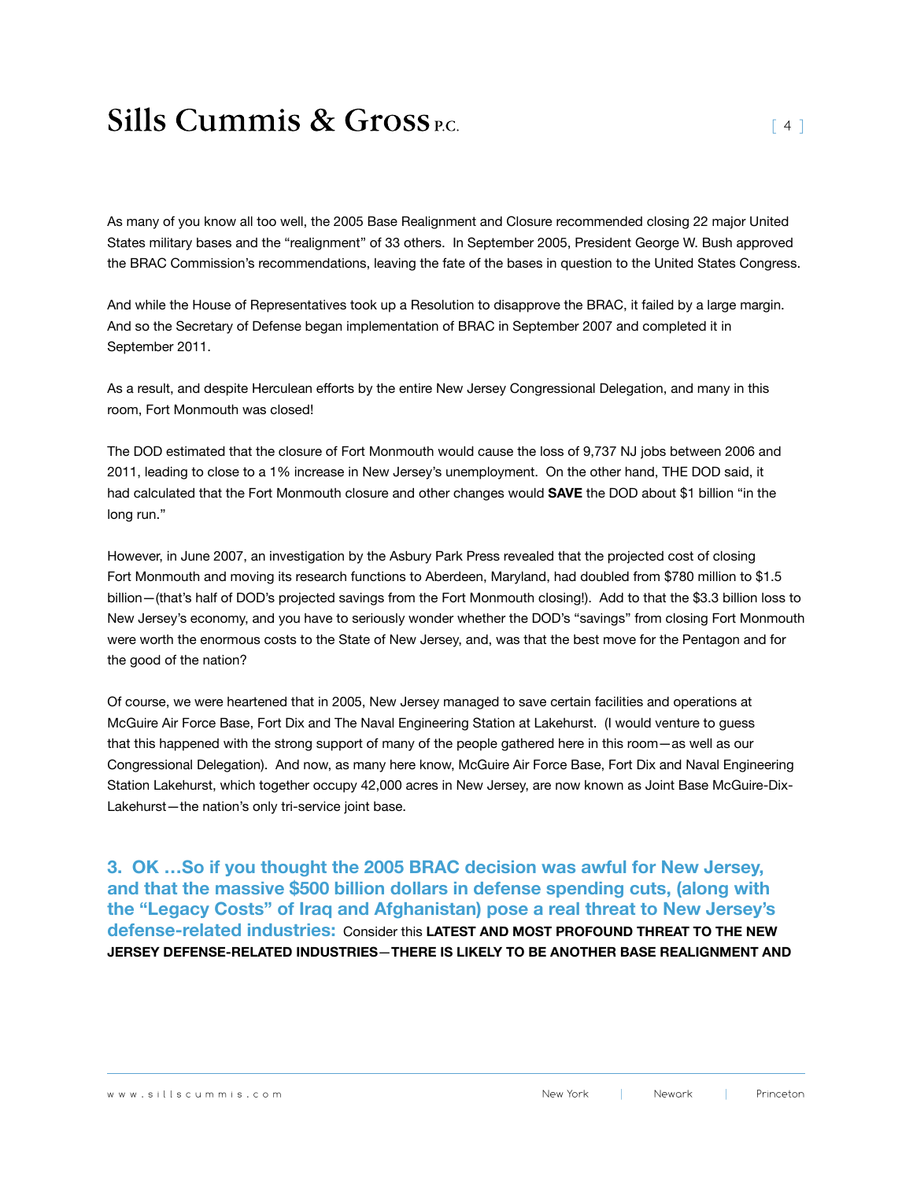As many of you know all too well, the 2005 Base Realignment and Closure recommended closing 22 major United States military bases and the "realignment" of 33 others. In September 2005, President George W. Bush approved the BRAC Commission's recommendations, leaving the fate of the bases in question to the United States Congress.

And while the House of Representatives took up a Resolution to disapprove the BRAC, it failed by a large margin. And so the Secretary of Defense began implementation of BRAC in September 2007 and completed it in September 2011.

As a result, and despite Herculean efforts by the entire New Jersey Congressional Delegation, and many in this room, Fort Monmouth was closed!

The DOD estimated that the closure of Fort Monmouth would cause the loss of 9,737 NJ jobs between 2006 and 2011, leading to close to a 1% increase in New Jersey's unemployment. On the other hand, THE DOD said, it had calculated that the Fort Monmouth closure and other changes would **SAVE** the DOD about $1 billion "in the long run."

However, in June 2007, an investigation by the Asbury Park Press revealed that the projected cost of closing Fort Monmouth and moving its research functions to Aberdeen, Maryland, had doubled from $780 million to $1.5 billion—(that's half of DOD's projected savings from the Fort Monmouth closing!). Add to that the $3.3 billion loss to New Jersey's economy, and you have to seriously wonder whether the DOD's "savings" from closing Fort Monmouth were worth the enormous costs to the State of New Jersey, and, was that the best move for the Pentagon and for the good of the nation?

Of course, we were heartened that in 2005, New Jersey managed to save certain facilities and operations at McGuire Air Force Base, Fort Dix and The Naval Engineering Station at Lakehurst. (I would venture to guess that this happened with the strong support of many of the people gathered here in this room—as well as our Congressional Delegation). And now, as many here know, McGuire Air Force Base, Fort Dix and Naval Engineering Station Lakehurst, which together occupy 42,000 acres in New Jersey, are now known as Joint Base McGuire-Dix-Lakehurst—the nation's only tri-service joint base.

### 3. OK …So if you thought the 2005 BRAC decision was awful for New Jersey, and that the massive $500 billion dollars in defense spending cuts, (along with the "Legacy Costs" of Iraq and Afghanistan) pose a real threat to New Jersey's defense-related industries:

Consider this **LATEST AND MOST PROFOUND THREAT TO THE NEW JERSEY DEFENSE-RELATED INDUSTRIES—THERE IS LIKELY TO BE ANOTHER BASE REALIGNMENT AND**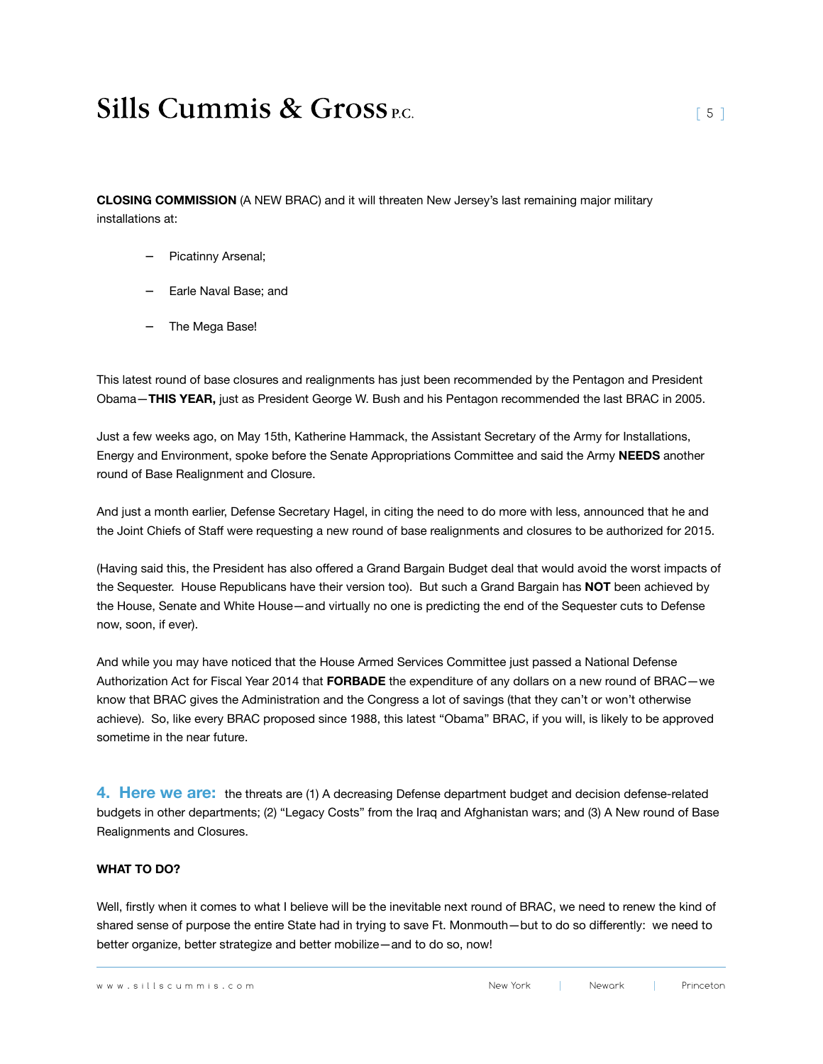**CLOSING COMMISSION** (A NEW BRAC) and it will threaten New Jersey's last remaining major military installations at:

- Picatinny Arsenal;
- Earle Naval Base; and
- The Mega Base!

This latest round of base closures and realignments has just been recommended by the Pentagon and President Obama—**THIS YEAR,** just as President George W. Bush and his Pentagon recommended the last BRAC in 2005.

Just a few weeks ago, on May 15th, Katherine Hammack, the Assistant Secretary of the Army for Installations, Energy and Environment, spoke before the Senate Appropriations Committee and said the Army **NEEDS** another round of Base Realignment and Closure.

And just a month earlier, Defense Secretary Hagel, in citing the need to do more with less, announced that he and the Joint Chiefs of Staff were requesting a new round of base realignments and closures to be authorized for 2015.

(Having said this, the President has also offered a Grand Bargain Budget deal that would avoid the worst impacts of the Sequester. House Republicans have their version too). But such a Grand Bargain has **NOT** been achieved by the House, Senate and White House—and virtually no one is predicting the end of the Sequester cuts to Defense now, soon, if ever).

And while you may have noticed that the House Armed Services Committee just passed a National Defense Authorization Act for Fiscal Year 2014 that **FORBADE** the expenditure of any dollars on a new round of BRAC—we know that BRAC gives the Administration and the Congress a lot of savings (that they can't or won't otherwise achieve). So, like every BRAC proposed since 1988, this latest "Obama" BRAC, if you will, is likely to be approved sometime in the near future.

## 4. Here we are:

the threats are (1) A decreasing Defense department budget and decision defense-related budgets in other departments; (2) "Legacy Costs" from the Iraq and Afghanistan wars; and (3) A New round of Base Realignments and Closures.

**WHAT TO DO?**

Well, firstly when it comes to what I believe will be the inevitable next round of BRAC, we need to renew the kind of shared sense of purpose the entire State had in trying to save Ft. Monmouth—but to do so differently: we need to better organize, better strategize and better mobilize—and to do so, now!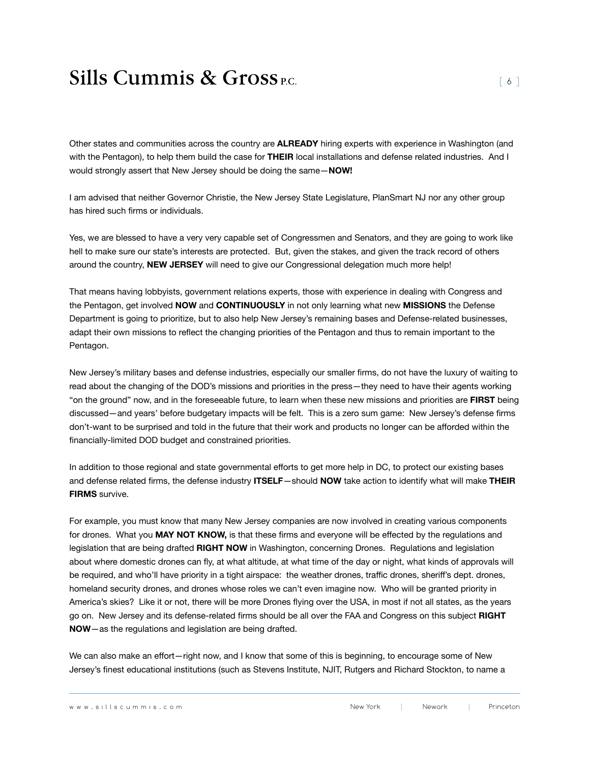Other states and communities across the country are **ALREADY** hiring experts with experience in Washington (and with the Pentagon), to help them build the case for **THEIR** local installations and defense related industries. And I would strongly assert that New Jersey should be doing the same—**NOW!**

I am advised that neither Governor Christie, the New Jersey State Legislature, PlanSmart NJ nor any other group has hired such firms or individuals.

Yes, we are blessed to have a very very capable set of Congressmen and Senators, and they are going to work like hell to make sure our state's interests are protected. But, given the stakes, and given the track record of others around the country, **NEW JERSEY** will need to give our Congressional delegation much more help!

That means having lobbyists, government relations experts, those with experience in dealing with Congress and the Pentagon, get involved **NOW** and **CONTINUOUSLY** in not only learning what new **MISSIONS** the Defense Department is going to prioritize, but to also help New Jersey's remaining bases and Defense-related businesses, adapt their own missions to reflect the changing priorities of the Pentagon and thus to remain important to the Pentagon.

New Jersey's military bases and defense industries, especially our smaller firms, do not have the luxury of waiting to read about the changing of the DOD's missions and priorities in the press—they need to have their agents working "on the ground" now, and in the foreseeable future, to learn when these new missions and priorities are **FIRST** being discussed—and years' before budgetary impacts will be felt. This is a zero sum game: New Jersey's defense firms don't-want to be surprised and told in the future that their work and products no longer can be afforded within the financially-limited DOD budget and constrained priorities.

In addition to those regional and state governmental efforts to get more help in DC, to protect our existing bases and defense related firms, the defense industry **ITSELF**—should **NOW** take action to identify what will make **THEIR FIRMS** survive.

For example, you must know that many New Jersey companies are now involved in creating various components for drones. What you **MAY NOT KNOW,** is that these firms and everyone will be effected by the regulations and legislation that are being drafted **RIGHT NOW** in Washington, concerning Drones. Regulations and legislation about where domestic drones can fly, at what altitude, at what time of the day or night, what kinds of approvals will be required, and who'll have priority in a tight airspace: the weather drones, traffic drones, sheriff's dept. drones, homeland security drones, and drones whose roles we can't even imagine now. Who will be granted priority in America's skies? Like it or not, there will be more Drones flying over the USA, in most if not all states, as the years go on. New Jersey and its defense-related firms should be all over the FAA and Congress on this subject **RIGHT NOW**—as the regulations and legislation are being drafted.

We can also make an effort—right now, and I know that some of this is beginning, to encourage some of New Jersey's finest educational institutions (such as Stevens Institute, NJIT, Rutgers and Richard Stockton, to name a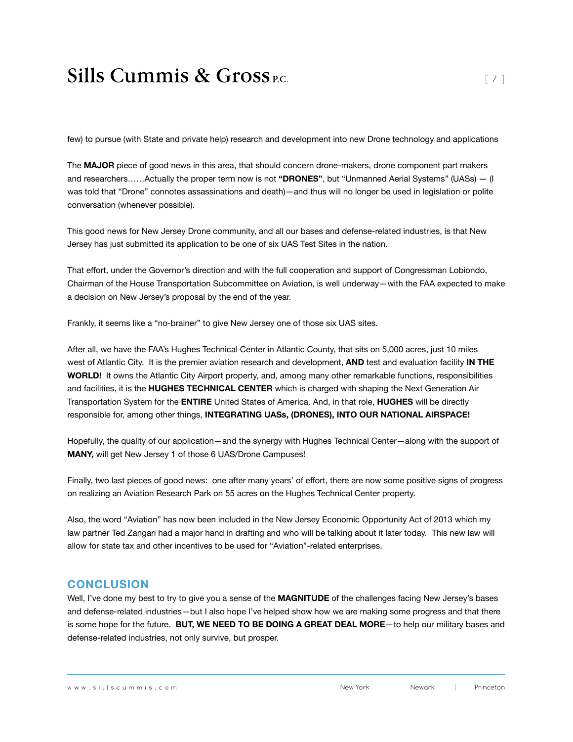few) to pursue (with State and private help) research and development into new Drone technology and applications

The **MAJOR** piece of good news in this area, that should concern drone-makers, drone component part makers and researchers……Actually the proper term now is not **"DRONES"**, but "Unmanned Aerial Systems" (UASs) — (I was told that "Drone" connotes assassinations and death)—and thus will no longer be used in legislation or polite conversation (whenever possible).

This good news for New Jersey Drone community, and all our bases and defense-related industries, is that New Jersey has just submitted its application to be one of six UAS Test Sites in the nation.

That effort, under the Governor's direction and with the full cooperation and support of Congressman Lobiondo, Chairman of the House Transportation Subcommittee on Aviation, is well underway—with the FAA expected to make a decision on New Jersey's proposal by the end of the year.

Frankly, it seems like a "no-brainer" to give New Jersey one of those six UAS sites.

After all, we have the FAA's Hughes Technical Center in Atlantic County, that sits on 5,000 acres, just 10 miles west of Atlantic City. It is the premier aviation research and development, **AND** test and evaluation facility **IN THE WORLD!** It owns the Atlantic City Airport property, and, among many other remarkable functions, responsibilities and facilities, it is the **HUGHES TECHNICAL CENTER** which is charged with shaping the Next Generation Air Transportation System for the **ENTIRE** United States of America. And, in that role, **HUGHES** will be directly responsible for, among other things, **INTEGRATING UASs, (DRONES), INTO OUR NATIONAL AIRSPACE!**

Hopefully, the quality of our application—and the synergy with Hughes Technical Center—along with the support of **MANY,** will get New Jersey 1 of those 6 UAS/Drone Campuses!

Finally, two last pieces of good news: one after many years' of effort, there are now some positive signs of progress on realizing an Aviation Research Park on 55 acres on the Hughes Technical Center property.

Also, the word "Aviation" has now been included in the New Jersey Economic Opportunity Act of 2013 which my law partner Ted Zangari had a major hand in drafting and who will be talking about it later today. This new law will allow for state tax and other incentives to be used for "Aviation"-related enterprises.

## CONCLUSION

Well, I've done my best to try to give you a sense of the **MAGNITUDE** of the challenges facing New Jersey's bases and defense-related industries—but I also hope I've helped show how we are making some progress and that there is some hope for the future. **BUT, WE NEED TO BE DOING A GREAT DEAL MORE**—to help our military bases and defense-related industries, not only survive, but prosper.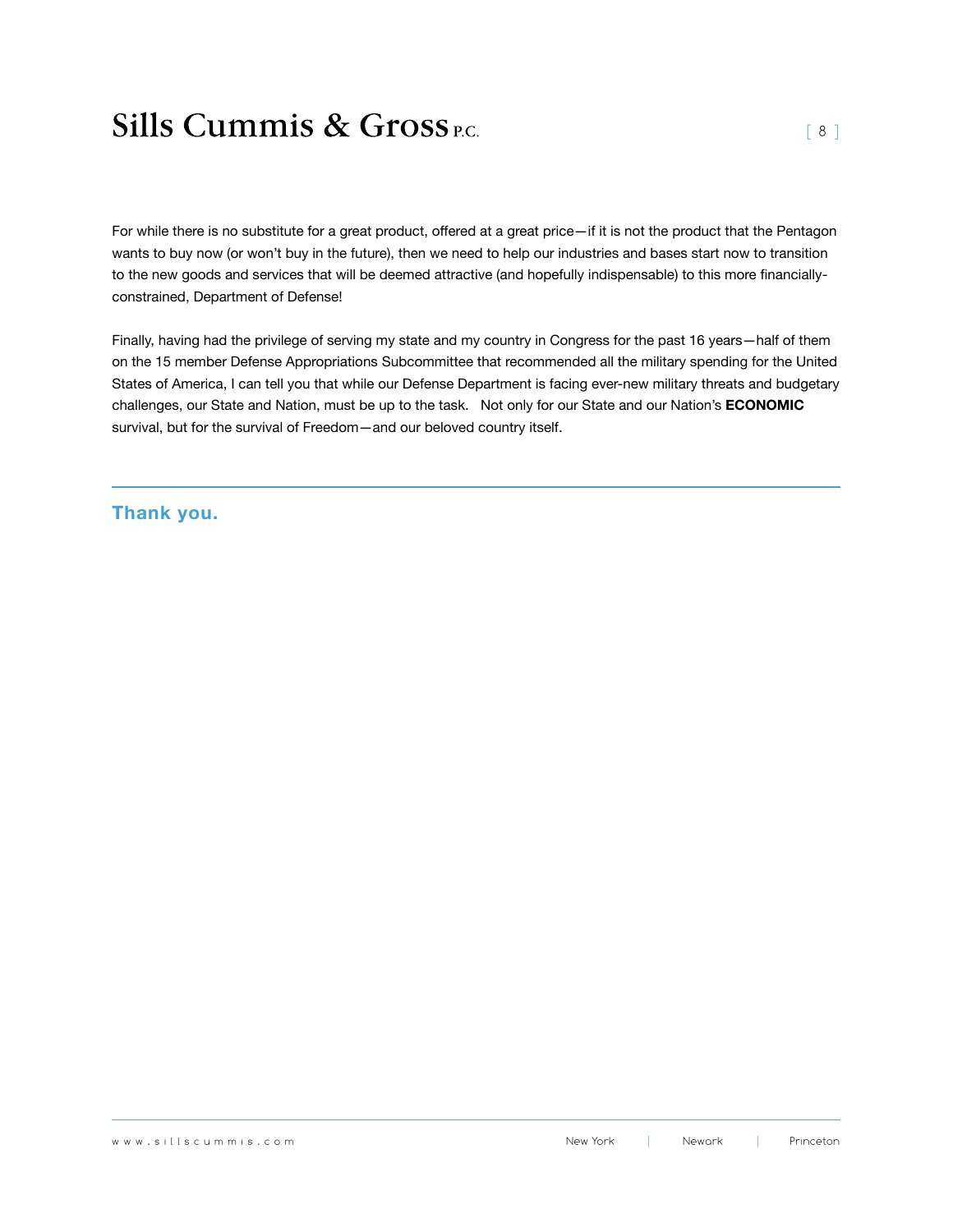For while there is no substitute for a great product, offered at a great price—if it is not the product that the Pentagon wants to buy now (or won't buy in the future), then we need to help our industries and bases start now to transition to the new goods and services that will be deemed attractive (and hopefully indispensable) to this more financially-constrained, Department of Defense!

Finally, having had the privilege of serving my state and my country in Congress for the past 16 years—half of them on the 15 member Defense Appropriations Subcommittee that recommended all the military spending for the United States of America, I can tell you that while our Defense Department is facing ever-new military threats and budgetary challenges, our State and Nation, must be up to the task.   Not only for our State and our Nation's **ECONOMIC** survival, but for the survival of Freedom—and our beloved country itself.

---

**Thank you.**